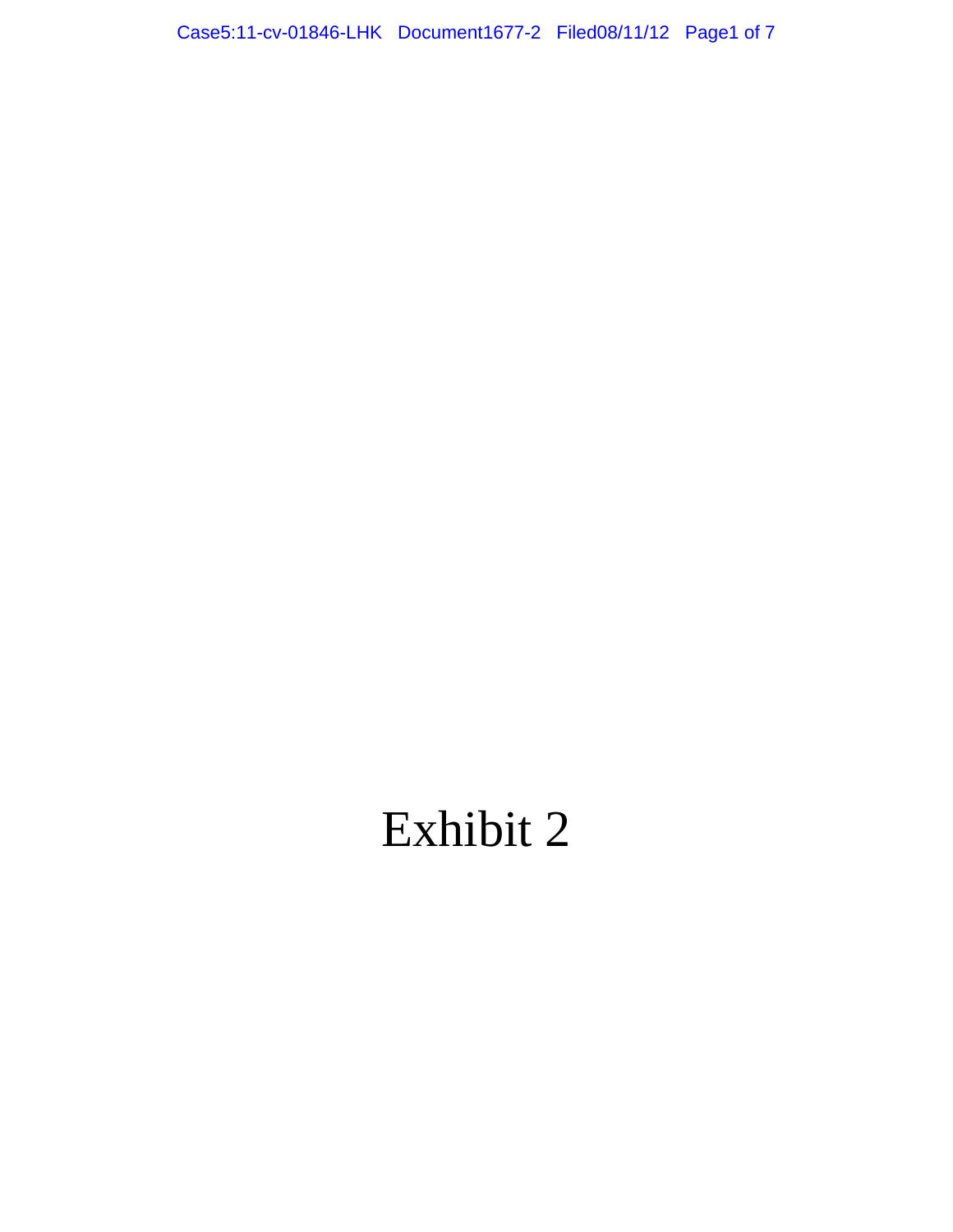# Exhibit 2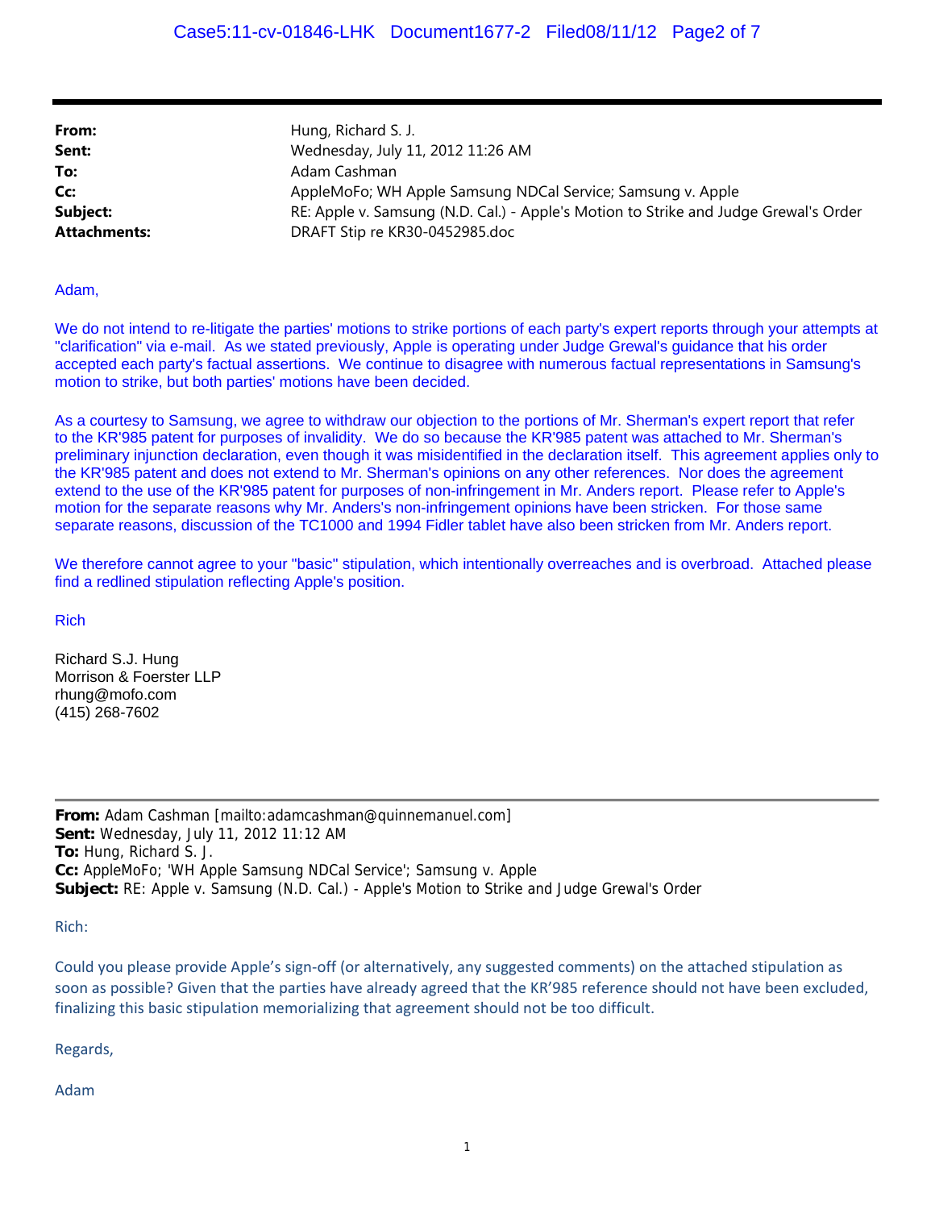**From:** Hung, Richard S. J.
**Sent:** Wednesday, July 11, 2012 11:26 AM
**To:** Adam Cashman
**Cc:** AppleMoFo; WH Apple Samsung NDCal Service; Samsung v. Apple
**Subject:** RE: Apple v. Samsung (N.D. Cal.) - Apple's Motion to Strike and Judge Grewal's Order
**Attachments:** DRAFT Stip re KR30-0452985.doc

Adam,

We do not intend to re-litigate the parties' motions to strike portions of each party's expert reports through your attempts at "clarification" via e-mail. As we stated previously, Apple is operating under Judge Grewal's guidance that his order accepted each party's factual assertions. We continue to disagree with numerous factual representations in Samsung's motion to strike, but both parties' motions have been decided.

As a courtesy to Samsung, we agree to withdraw our objection to the portions of Mr. Sherman's expert report that refer to the KR'985 patent for purposes of invalidity. We do so because the KR'985 patent was attached to Mr. Sherman's preliminary injunction declaration, even though it was misidentified in the declaration itself. This agreement applies only to the KR'985 patent and does not extend to Mr. Sherman's opinions on any other references. Nor does the agreement extend to the use of the KR'985 patent for purposes of non-infringement in Mr. Anders report. Please refer to Apple's motion for the separate reasons why Mr. Anders's non-infringement opinions have been stricken. For those same separate reasons, discussion of the TC1000 and 1994 Fidler tablet have also been stricken from Mr. Anders report.

We therefore cannot agree to your "basic" stipulation, which intentionally overreaches and is overbroad. Attached please find a redlined stipulation reflecting Apple's position.

Rich

Richard S.J. Hung
Morrison & Foerster LLP
rhung@mofo.com
(415) 268-7602

---

**From:** Adam Cashman [mailto:adamcashman@quinnemanuel.com]
**Sent:** Wednesday, July 11, 2012 11:12 AM
**To:** Hung, Richard S. J.
**Cc:** AppleMoFo; 'WH Apple Samsung NDCal Service'; Samsung v. Apple
**Subject:** RE: Apple v. Samsung (N.D. Cal.) - Apple's Motion to Strike and Judge Grewal's Order

Rich:

Could you please provide Apple's sign-off (or alternatively, any suggested comments) on the attached stipulation as soon as possible? Given that the parties have already agreed that the KR'985 reference should not have been excluded, finalizing this basic stipulation memorializing that agreement should not be too difficult.

Regards,

Adam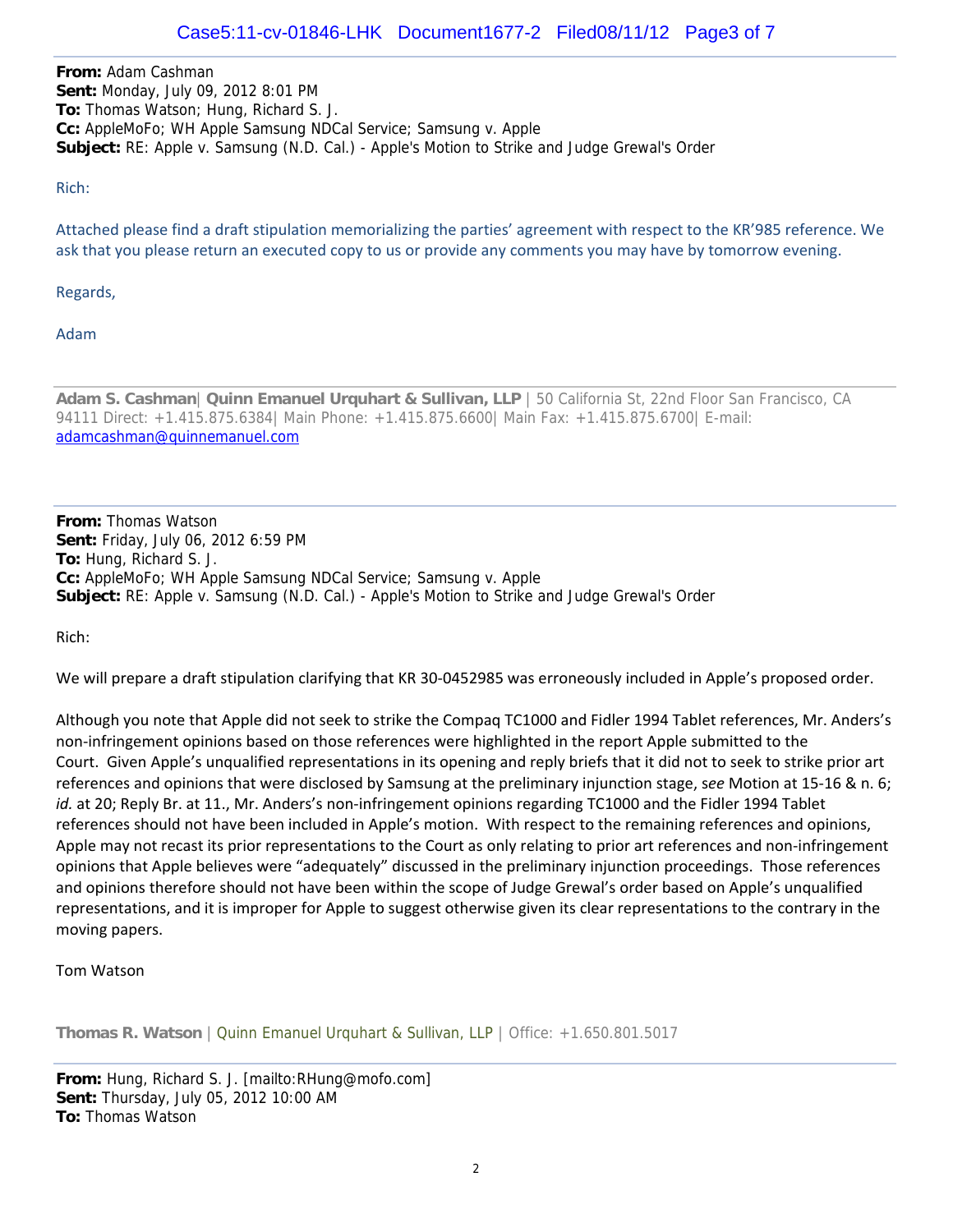**From:** Adam Cashman
**Sent:** Monday, July 09, 2012 8:01 PM
**To:** Thomas Watson; Hung, Richard S. J.
**Cc:** AppleMoFo; WH Apple Samsung NDCal Service; Samsung v. Apple
**Subject:** RE: Apple v. Samsung (N.D. Cal.) - Apple's Motion to Strike and Judge Grewal's Order

Rich:

Attached please find a draft stipulation memorializing the parties' agreement with respect to the KR'985 reference. We ask that you please return an executed copy to us or provide any comments you may have by tomorrow evening.

Regards,

Adam

**Adam S. Cashman**| **Quinn Emanuel Urquhart & Sullivan, LLP** | 50 California St, 22nd Floor San Francisco, CA 94111 Direct: +1.415.875.6384| Main Phone: +1.415.875.6600| Main Fax: +1.415.875.6700| E-mail: adamcashman@quinnemanuel.com

---

**From:** Thomas Watson
**Sent:** Friday, July 06, 2012 6:59 PM
**To:** Hung, Richard S. J.
**Cc:** AppleMoFo; WH Apple Samsung NDCal Service; Samsung v. Apple
**Subject:** RE: Apple v. Samsung (N.D. Cal.) - Apple's Motion to Strike and Judge Grewal's Order

Rich:

We will prepare a draft stipulation clarifying that KR 30-0452985 was erroneously included in Apple's proposed order.

Although you note that Apple did not seek to strike the Compaq TC1000 and Fidler 1994 Tablet references, Mr. Anders's non-infringement opinions based on those references were highlighted in the report Apple submitted to the Court. Given Apple's unqualified representations in its opening and reply briefs that it did not to seek to strike prior art references and opinions that were disclosed by Samsung at the preliminary injunction stage, *see* Motion at 15-16 & n. 6; *id.* at 20; Reply Br. at 11., Mr. Anders's non-infringement opinions regarding TC1000 and the Fidler 1994 Tablet references should not have been included in Apple's motion. With respect to the remaining references and opinions, Apple may not recast its prior representations to the Court as only relating to prior art references and non-infringement opinions that Apple believes were "adequately" discussed in the preliminary injunction proceedings. Those references and opinions therefore should not have been within the scope of Judge Grewal's order based on Apple's unqualified representations, and it is improper for Apple to suggest otherwise given its clear representations to the contrary in the moving papers.

Tom Watson

**Thomas R. Watson** | Quinn Emanuel Urquhart & Sullivan, LLP | Office: +1.650.801.5017

---

**From:** Hung, Richard S. J. [mailto:RHung@mofo.com]
**Sent:** Thursday, July 05, 2012 10:00 AM
**To:** Thomas Watson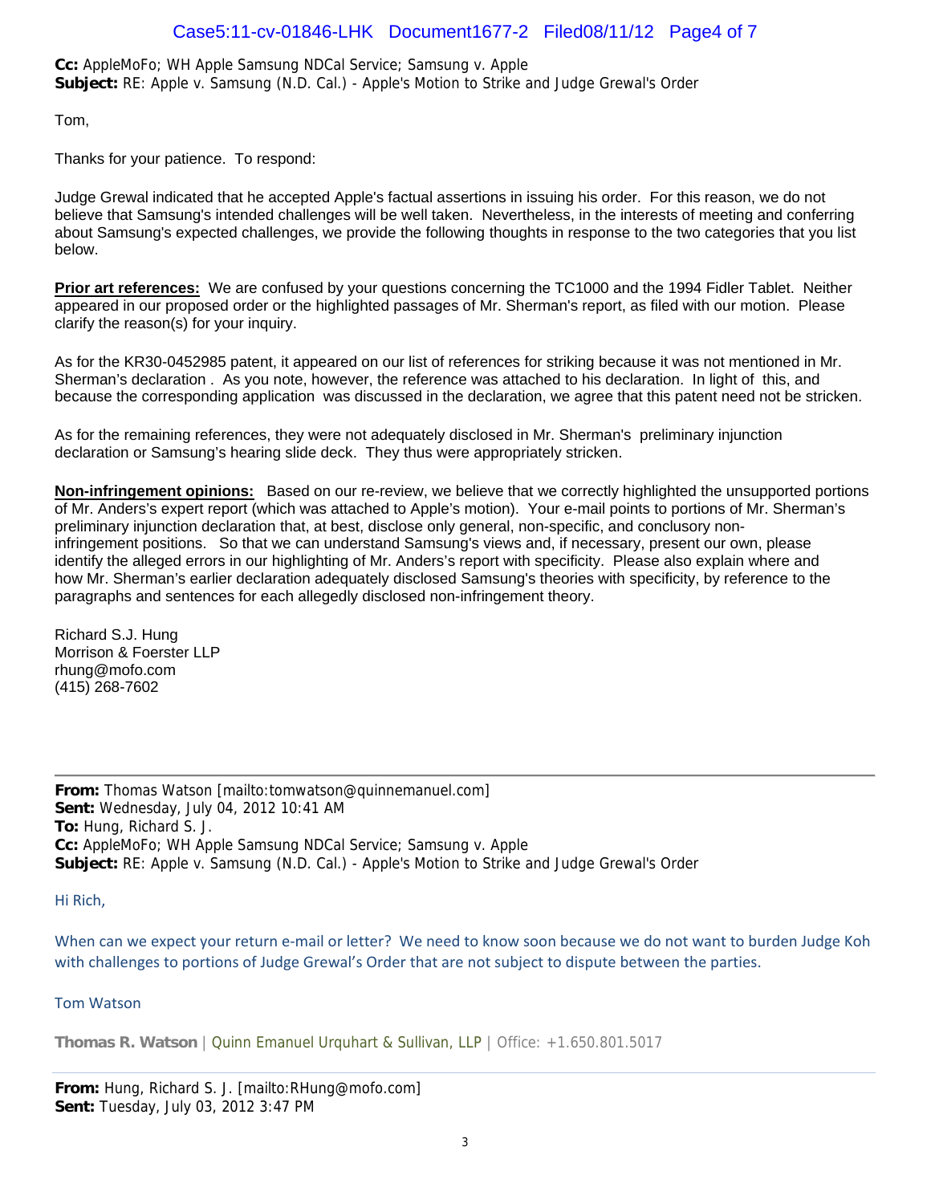**Cc:** AppleMoFo; WH Apple Samsung NDCal Service; Samsung v. Apple
**Subject:** RE: Apple v. Samsung (N.D. Cal.) - Apple's Motion to Strike and Judge Grewal's Order

Tom,

Thanks for your patience. To respond:

Judge Grewal indicated that he accepted Apple's factual assertions in issuing his order. For this reason, we do not believe that Samsung's intended challenges will be well taken. Nevertheless, in the interests of meeting and conferring about Samsung's expected challenges, we provide the following thoughts in response to the two categories that you list below.

**Prior art references:** We are confused by your questions concerning the TC1000 and the 1994 Fidler Tablet. Neither appeared in our proposed order or the highlighted passages of Mr. Sherman's report, as filed with our motion. Please clarify the reason(s) for your inquiry.

As for the KR30-0452985 patent, it appeared on our list of references for striking because it was not mentioned in Mr. Sherman's declaration . As you note, however, the reference was attached to his declaration. In light of this, and because the corresponding application was discussed in the declaration, we agree that this patent need not be stricken.

As for the remaining references, they were not adequately disclosed in Mr. Sherman's preliminary injunction declaration or Samsung's hearing slide deck. They thus were appropriately stricken.

**Non-infringement opinions:** Based on our re-review, we believe that we correctly highlighted the unsupported portions of Mr. Anders's expert report (which was attached to Apple's motion). Your e-mail points to portions of Mr. Sherman's preliminary injunction declaration that, at best, disclose only general, non-specific, and conclusory non-infringement positions. So that we can understand Samsung's views and, if necessary, present our own, please identify the alleged errors in our highlighting of Mr. Anders's report with specificity. Please also explain where and how Mr. Sherman's earlier declaration adequately disclosed Samsung's theories with specificity, by reference to the paragraphs and sentences for each allegedly disclosed non-infringement theory.

Richard S.J. Hung
Morrison & Foerster LLP
rhung@mofo.com
(415) 268-7602

---

**From:** Thomas Watson [mailto:tomwatson@quinnemanuel.com]
**Sent:** Wednesday, July 04, 2012 10:41 AM
**To:** Hung, Richard S. J.
**Cc:** AppleMoFo; WH Apple Samsung NDCal Service; Samsung v. Apple
**Subject:** RE: Apple v. Samsung (N.D. Cal.) - Apple's Motion to Strike and Judge Grewal's Order

Hi Rich,

When can we expect your return e-mail or letter? We need to know soon because we do not want to burden Judge Koh with challenges to portions of Judge Grewal's Order that are not subject to dispute between the parties.

Tom Watson

**Thomas R. Watson** | Quinn Emanuel Urquhart & Sullivan, LLP | Office: +1.650.801.5017

---

**From:** Hung, Richard S. J. [mailto:RHung@mofo.com]
**Sent:** Tuesday, July 03, 2012 3:47 PM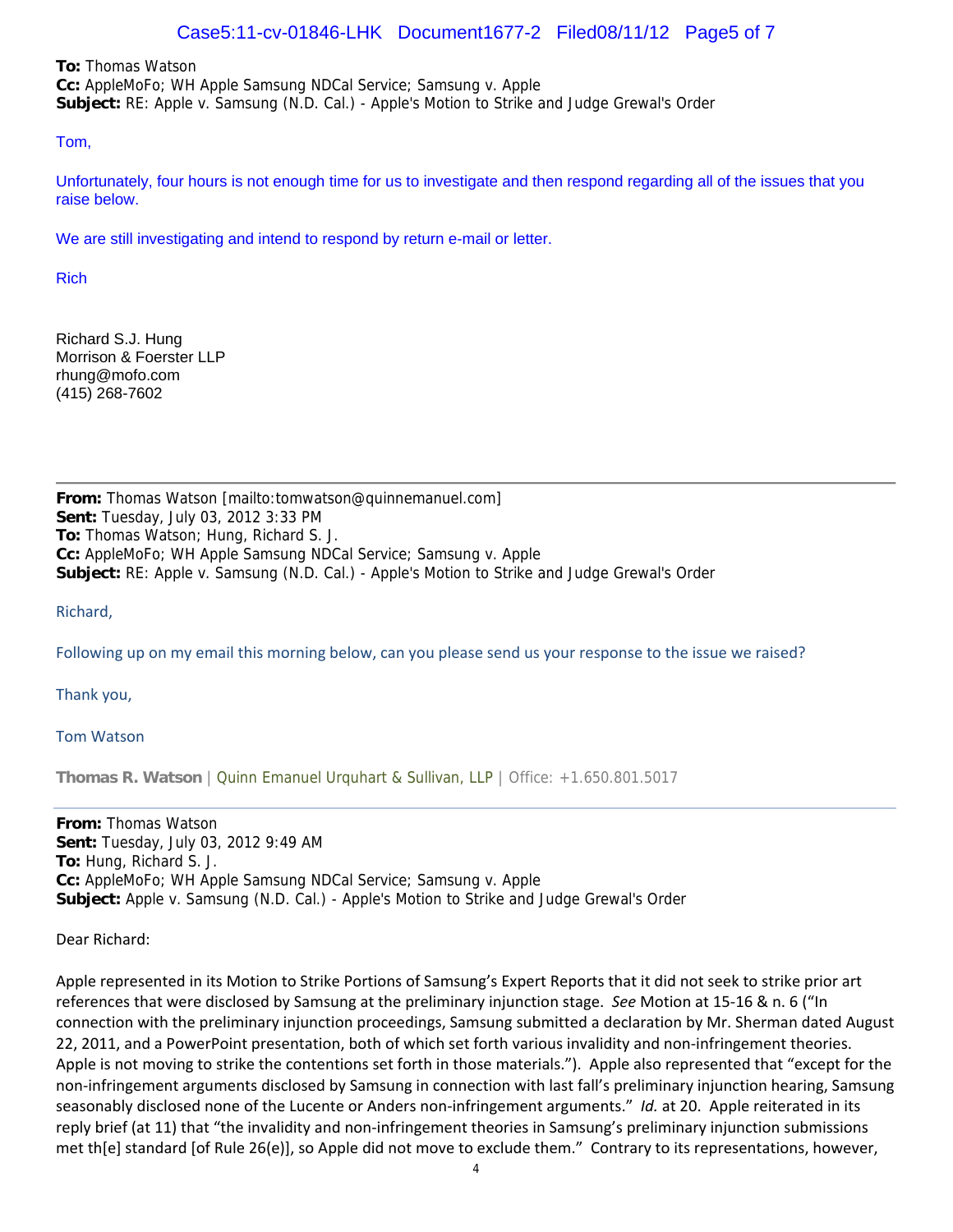**To:** Thomas Watson
**Cc:** AppleMoFo; WH Apple Samsung NDCal Service; Samsung v. Apple
**Subject:** RE: Apple v. Samsung (N.D. Cal.) - Apple's Motion to Strike and Judge Grewal's Order

Tom,

Unfortunately, four hours is not enough time for us to investigate and then respond regarding all of the issues that you raise below.

We are still investigating and intend to respond by return e-mail or letter.

Rich

Richard S.J. Hung
Morrison & Foerster LLP
rhung@mofo.com
(415) 268-7602

---

**From:** Thomas Watson [mailto:tomwatson@quinnemanuel.com]
**Sent:** Tuesday, July 03, 2012 3:33 PM
**To:** Thomas Watson; Hung, Richard S. J.
**Cc:** AppleMoFo; WH Apple Samsung NDCal Service; Samsung v. Apple
**Subject:** RE: Apple v. Samsung (N.D. Cal.) - Apple's Motion to Strike and Judge Grewal's Order

Richard,

Following up on my email this morning below, can you please send us your response to the issue we raised?

Thank you,

Tom Watson

**Thomas R. Watson** | Quinn Emanuel Urquhart & Sullivan, LLP | Office: +1.650.801.5017

---

**From:** Thomas Watson
**Sent:** Tuesday, July 03, 2012 9:49 AM
**To:** Hung, Richard S. J.
**Cc:** AppleMoFo; WH Apple Samsung NDCal Service; Samsung v. Apple
**Subject:** Apple v. Samsung (N.D. Cal.) - Apple's Motion to Strike and Judge Grewal's Order

Dear Richard:

Apple represented in its Motion to Strike Portions of Samsung's Expert Reports that it did not seek to strike prior art references that were disclosed by Samsung at the preliminary injunction stage. *See* Motion at 15-16 & n. 6 ("In connection with the preliminary injunction proceedings, Samsung submitted a declaration by Mr. Sherman dated August 22, 2011, and a PowerPoint presentation, both of which set forth various invalidity and non-infringement theories. Apple is not moving to strike the contentions set forth in those materials."). Apple also represented that "except for the non-infringement arguments disclosed by Samsung in connection with last fall's preliminary injunction hearing, Samsung seasonably disclosed none of the Lucente or Anders non-infringement arguments." *Id.* at 20. Apple reiterated in its reply brief (at 11) that "the invalidity and non-infringement theories in Samsung's preliminary injunction submissions met th[e] standard [of Rule 26(e)], so Apple did not move to exclude them." Contrary to its representations, however,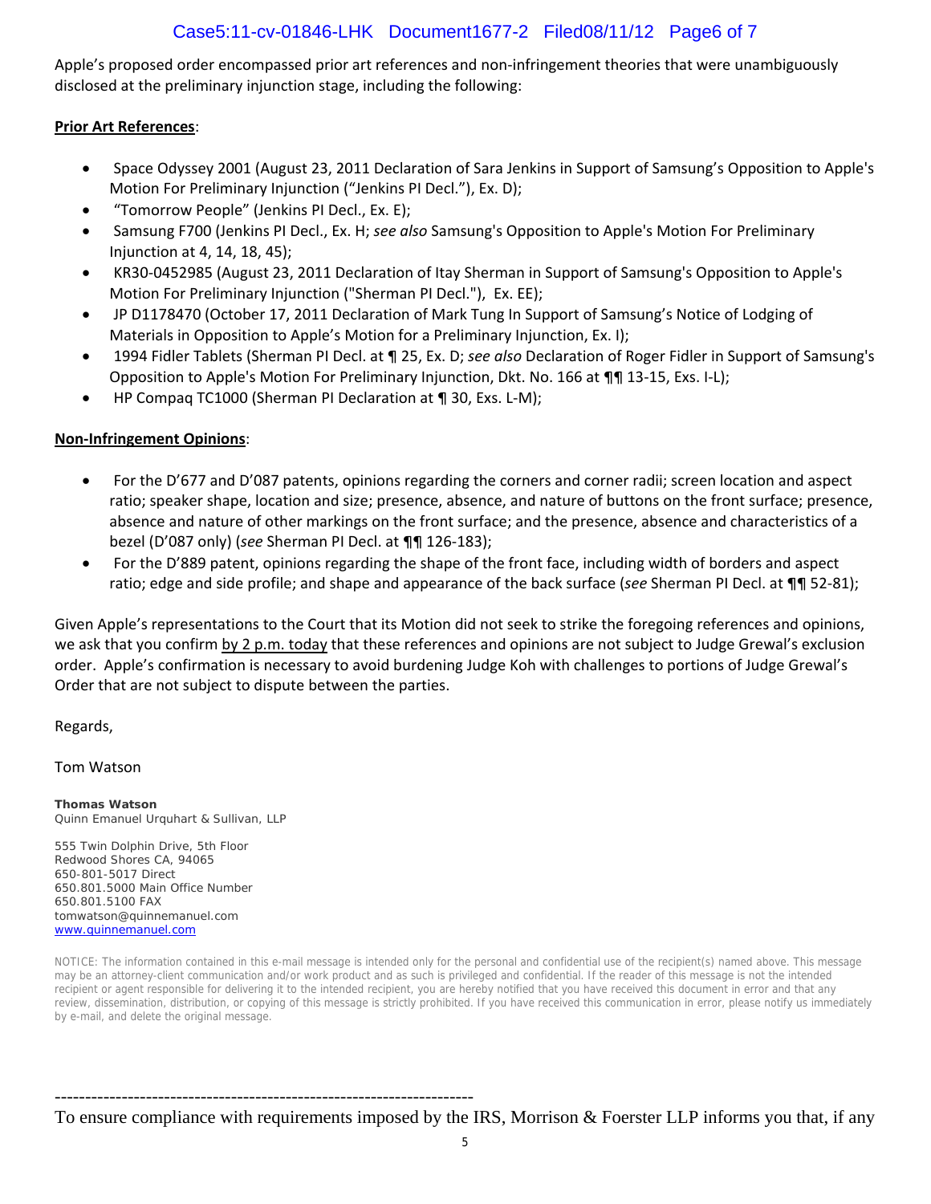Apple's proposed order encompassed prior art references and non-infringement theories that were unambiguously disclosed at the preliminary injunction stage, including the following:

**<u>Prior Art References</u>**:

- Space Odyssey 2001 (August 23, 2011 Declaration of Sara Jenkins in Support of Samsung's Opposition to Apple's Motion For Preliminary Injunction ("Jenkins PI Decl."), Ex. D);
- "Tomorrow People" (Jenkins PI Decl., Ex. E);
- Samsung F700 (Jenkins PI Decl., Ex. H; *see also* Samsung's Opposition to Apple's Motion For Preliminary Injunction at 4, 14, 18, 45);
- KR30-0452985 (August 23, 2011 Declaration of Itay Sherman in Support of Samsung's Opposition to Apple's Motion For Preliminary Injunction ("Sherman PI Decl."), Ex. EE);
- JP D1178470 (October 17, 2011 Declaration of Mark Tung In Support of Samsung's Notice of Lodging of Materials in Opposition to Apple's Motion for a Preliminary Injunction, Ex. I);
- 1994 Fidler Tablets (Sherman PI Decl. at ¶ 25, Ex. D; *see also* Declaration of Roger Fidler in Support of Samsung's Opposition to Apple's Motion For Preliminary Injunction, Dkt. No. 166 at ¶¶ 13-15, Exs. I-L);
- HP Compaq TC1000 (Sherman PI Declaration at ¶ 30, Exs. L-M);

**<u>Non-Infringement Opinions</u>**:

- For the D'677 and D'087 patents, opinions regarding the corners and corner radii; screen location and aspect ratio; speaker shape, location and size; presence, absence, and nature of buttons on the front surface; presence, absence and nature of other markings on the front surface; and the presence, absence and characteristics of a bezel (D'087 only) (*see* Sherman PI Decl. at ¶¶ 126-183);
- For the D'889 patent, opinions regarding the shape of the front face, including width of borders and aspect ratio; edge and side profile; and shape and appearance of the back surface (*see* Sherman PI Decl. at ¶¶ 52-81);

Given Apple's representations to the Court that its Motion did not seek to strike the foregoing references and opinions, we ask that you confirm <u>by 2 p.m. today</u> that these references and opinions are not subject to Judge Grewal's exclusion order. Apple's confirmation is necessary to avoid burdening Judge Koh with challenges to portions of Judge Grewal's Order that are not subject to dispute between the parties.

Regards,

Tom Watson

**Thomas Watson**
Quinn Emanuel Urquhart & Sullivan, LLP

555 Twin Dolphin Drive, 5th Floor
Redwood Shores CA, 94065
650-801-5017 Direct
650.801.5000 Main Office Number
650.801.5100 FAX
tomwatson@quinnemanuel.com
www.quinnemanuel.com

NOTICE: The information contained in this e-mail message is intended only for the personal and confidential use of the recipient(s) named above. This message may be an attorney-client communication and/or work product and as such is privileged and confidential. If the reader of this message is not the intended recipient or agent responsible for delivering it to the intended recipient, you are hereby notified that you have received this document in error and that any review, dissemination, distribution, or copying of this message is strictly prohibited. If you have received this communication in error, please notify us immediately by e-mail, and delete the original message.

---------------------------------------------------------------------

To ensure compliance with requirements imposed by the IRS, Morrison & Foerster LLP informs you that, if any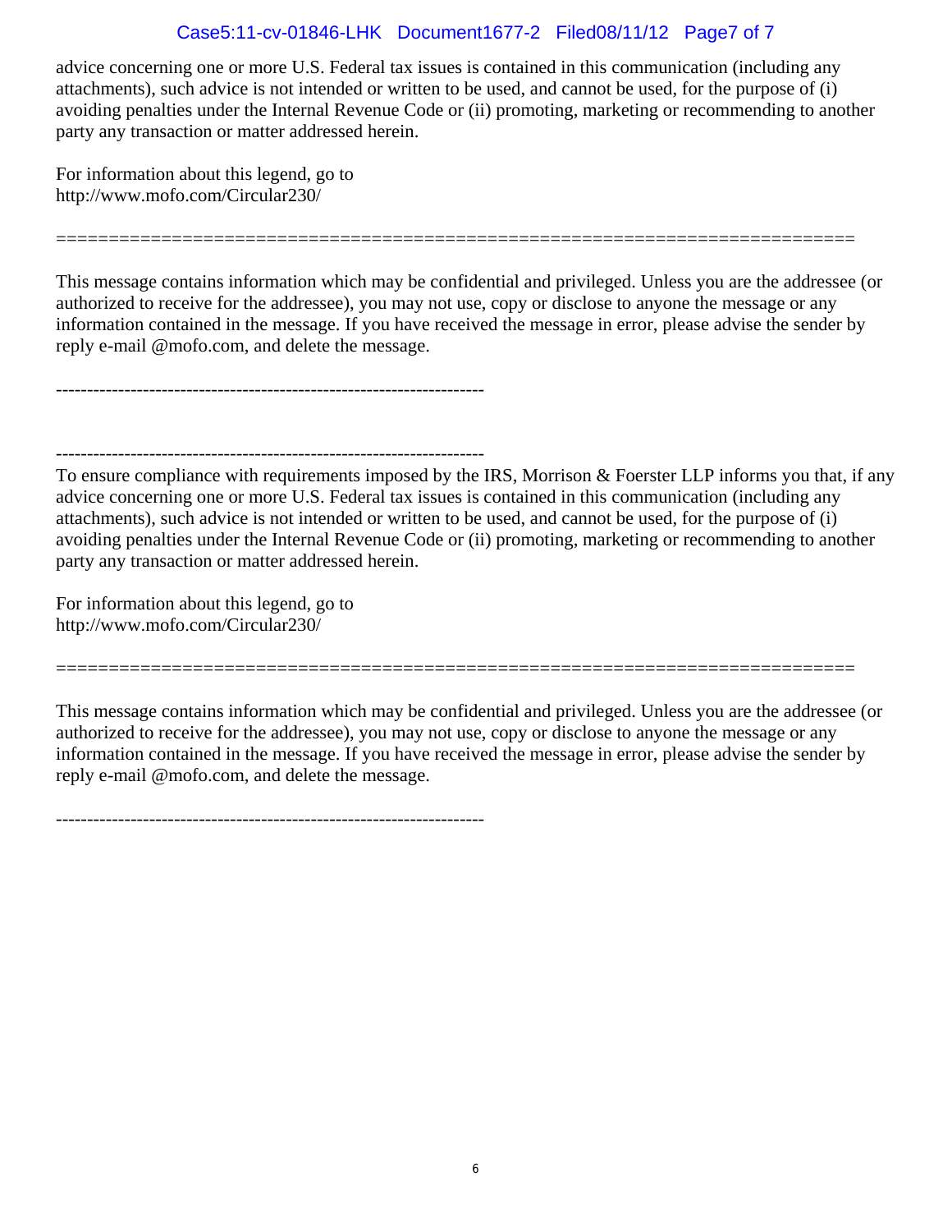advice concerning one or more U.S. Federal tax issues is contained in this communication (including any attachments), such advice is not intended or written to be used, and cannot be used, for the purpose of (i) avoiding penalties under the Internal Revenue Code or (ii) promoting, marketing or recommending to another party any transaction or matter addressed herein.

For information about this legend, go to
http://www.mofo.com/Circular230/

============================================================================

This message contains information which may be confidential and privileged. Unless you are the addressee (or authorized to receive for the addressee), you may not use, copy or disclose to anyone the message or any information contained in the message. If you have received the message in error, please advise the sender by reply e-mail @mofo.com, and delete the message.

---------------------------------------------------------------------

---------------------------------------------------------------------

To ensure compliance with requirements imposed by the IRS, Morrison & Foerster LLP informs you that, if any advice concerning one or more U.S. Federal tax issues is contained in this communication (including any attachments), such advice is not intended or written to be used, and cannot be used, for the purpose of (i) avoiding penalties under the Internal Revenue Code or (ii) promoting, marketing or recommending to another party any transaction or matter addressed herein.

For information about this legend, go to
http://www.mofo.com/Circular230/

============================================================================

This message contains information which may be confidential and privileged. Unless you are the addressee (or authorized to receive for the addressee), you may not use, copy or disclose to anyone the message or any information contained in the message. If you have received the message in error, please advise the sender by reply e-mail @mofo.com, and delete the message.

---------------------------------------------------------------------